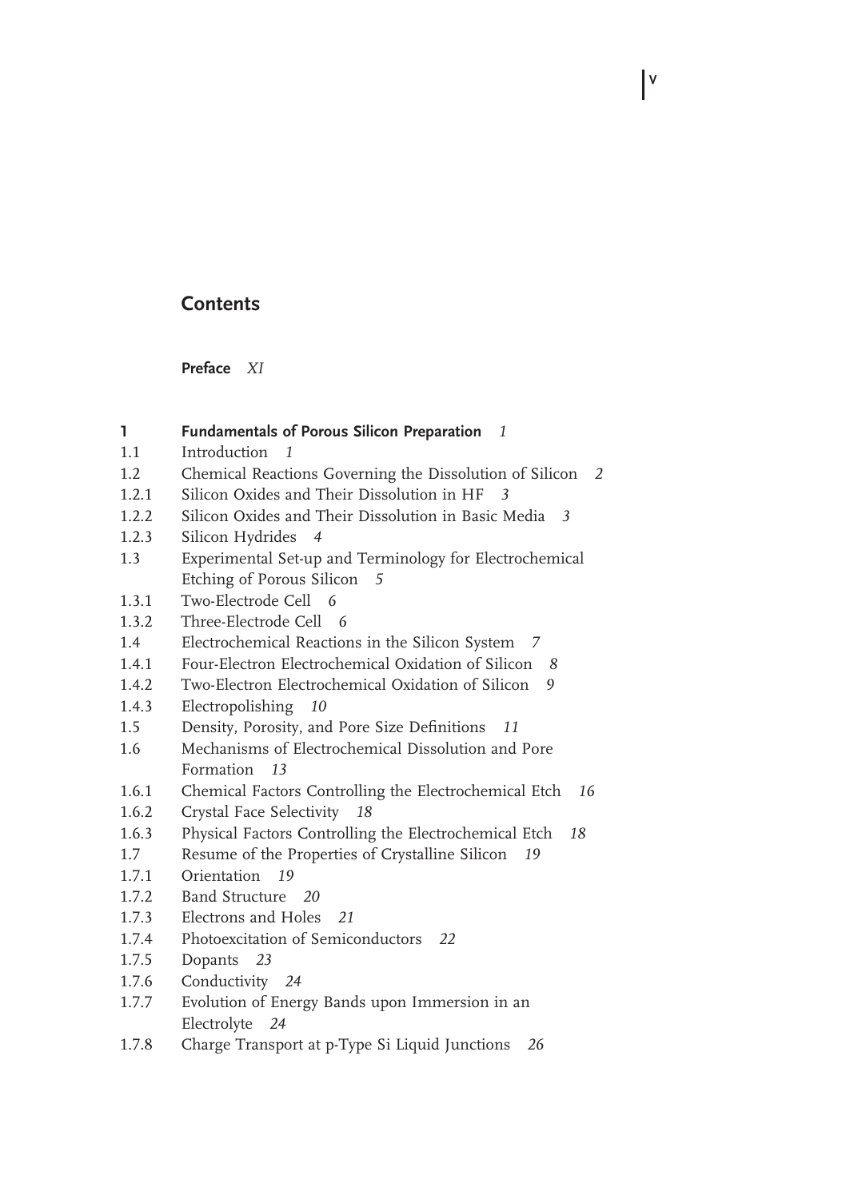# Contents

**Preface** *XI*

| | | |
|---|---|---|
| **1** | **Fundamentals of Porous Silicon Preparation** | *1* |
| 1.1 | Introduction | *1* |
| 1.2 | Chemical Reactions Governing the Dissolution of Silicon | *2* |
| 1.2.1 | Silicon Oxides and Their Dissolution in HF | *3* |
| 1.2.2 | Silicon Oxides and Their Dissolution in Basic Media | *3* |
| 1.2.3 | Silicon Hydrides | *4* |
| 1.3 | Experimental Set-up and Terminology for Electrochemical Etching of Porous Silicon | *5* |
| 1.3.1 | Two-Electrode Cell | *6* |
| 1.3.2 | Three-Electrode Cell | *6* |
| 1.4 | Electrochemical Reactions in the Silicon System | *7* |
| 1.4.1 | Four-Electron Electrochemical Oxidation of Silicon | *8* |
| 1.4.2 | Two-Electron Electrochemical Oxidation of Silicon | *9* |
| 1.4.3 | Electropolishing | *10* |
| 1.5 | Density, Porosity, and Pore Size Definitions | *11* |
| 1.6 | Mechanisms of Electrochemical Dissolution and Pore Formation | *13* |
| 1.6.1 | Chemical Factors Controlling the Electrochemical Etch | *16* |
| 1.6.2 | Crystal Face Selectivity | *18* |
| 1.6.3 | Physical Factors Controlling the Electrochemical Etch | *18* |
| 1.7 | Resume of the Properties of Crystalline Silicon | *19* |
| 1.7.1 | Orientation | *19* |
| 1.7.2 | Band Structure | *20* |
| 1.7.3 | Electrons and Holes | *21* |
| 1.7.4 | Photoexcitation of Semiconductors | *22* |
| 1.7.5 | Dopants | *23* |
| 1.7.6 | Conductivity | *24* |
| 1.7.7 | Evolution of Energy Bands upon Immersion in an Electrolyte | *24* |
| 1.7.8 | Charge Transport at p-Type Si Liquid Junctions | *26* |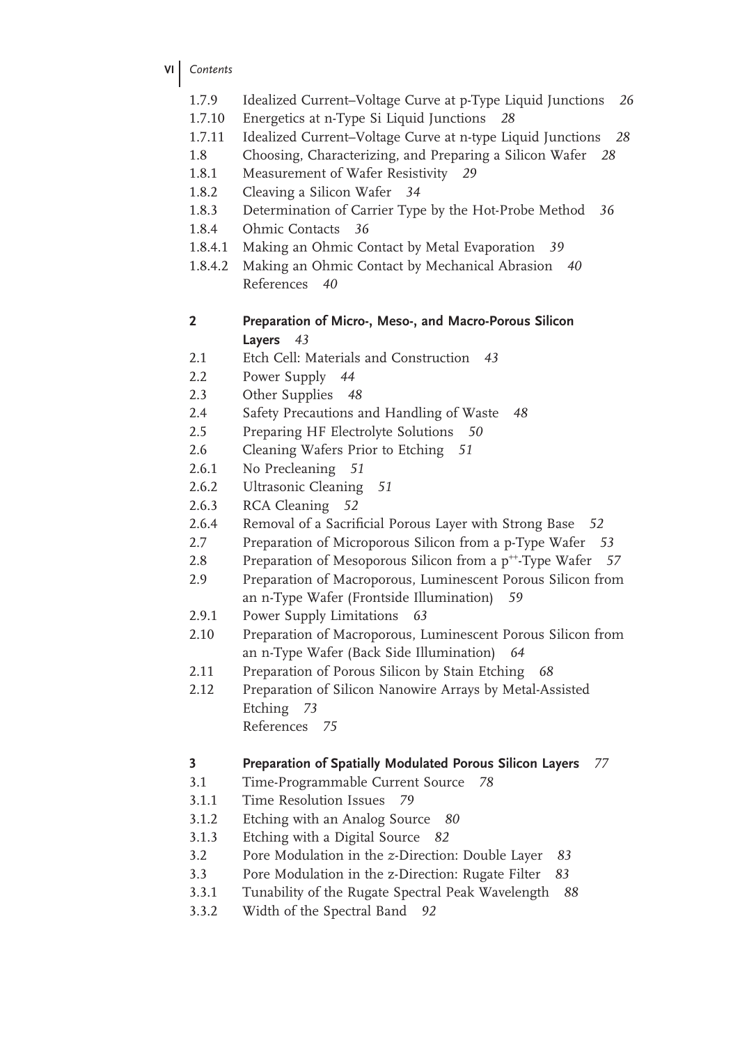1.7.9 Idealized Current–Voltage Curve at p-Type Liquid Junctions *26*
1.7.10 Energetics at n-Type Si Liquid Junctions *28*
1.7.11 Idealized Current–Voltage Curve at n-type Liquid Junctions *28*
1.8 Choosing, Characterizing, and Preparing a Silicon Wafer *28*
1.8.1 Measurement of Wafer Resistivity *29*
1.8.2 Cleaving a Silicon Wafer *34*
1.8.3 Determination of Carrier Type by the Hot-Probe Method *36*
1.8.4 Ohmic Contacts *36*
1.8.4.1 Making an Ohmic Contact by Metal Evaporation *39*
1.8.4.2 Making an Ohmic Contact by Mechanical Abrasion *40*
References *40*

**2 Preparation of Micro-, Meso-, and Macro-Porous Silicon Layers** *43*
2.1 Etch Cell: Materials and Construction *43*
2.2 Power Supply *44*
2.3 Other Supplies *48*
2.4 Safety Precautions and Handling of Waste *48*
2.5 Preparing HF Electrolyte Solutions *50*
2.6 Cleaning Wafers Prior to Etching *51*
2.6.1 No Precleaning *51*
2.6.2 Ultrasonic Cleaning *51*
2.6.3 RCA Cleaning *52*
2.6.4 Removal of a Sacrificial Porous Layer with Strong Base *52*
2.7 Preparation of Microporous Silicon from a p-Type Wafer *53*
2.8 Preparation of Mesoporous Silicon from a $p^{++}$-Type Wafer *57*
2.9 Preparation of Macroporous, Luminescent Porous Silicon from an n-Type Wafer (Frontside Illumination) *59*
2.9.1 Power Supply Limitations *63*
2.10 Preparation of Macroporous, Luminescent Porous Silicon from an n-Type Wafer (Back Side Illumination) *64*
2.11 Preparation of Porous Silicon by Stain Etching *68*
2.12 Preparation of Silicon Nanowire Arrays by Metal-Assisted Etching *73*
References *75*

**3 Preparation of Spatially Modulated Porous Silicon Layers** *77*
3.1 Time-Programmable Current Source *78*
3.1.1 Time Resolution Issues *79*
3.1.2 Etching with an Analog Source *80*
3.1.3 Etching with a Digital Source *82*
3.2 Pore Modulation in the *z*-Direction: Double Layer *83*
3.3 Pore Modulation in the z-Direction: Rugate Filter *83*
3.3.1 Tunability of the Rugate Spectral Peak Wavelength *88*
3.3.2 Width of the Spectral Band *92*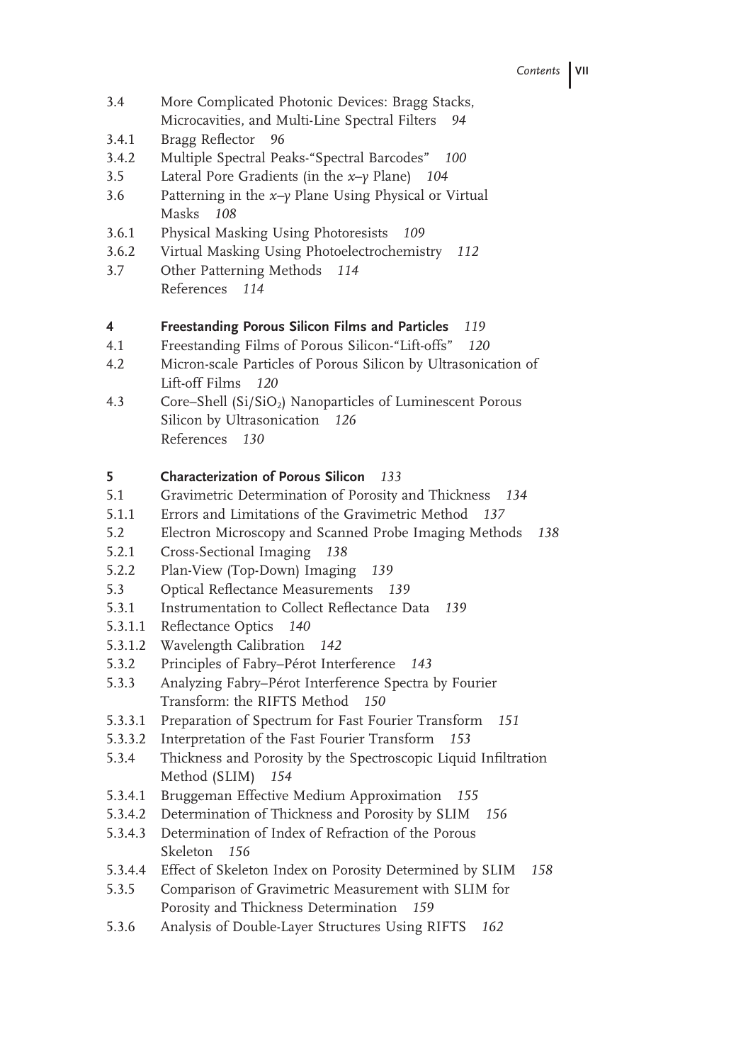3.4 More Complicated Photonic Devices: Bragg Stacks, Microcavities, and Multi-Line Spectral Filters *94*
3.4.1 Bragg Reflector *96*
3.4.2 Multiple Spectral Peaks-"Spectral Barcodes" *100*
3.5 Lateral Pore Gradients (in the *x–y* Plane) *104*
3.6 Patterning in the *x–y* Plane Using Physical or Virtual Masks *108*
3.6.1 Physical Masking Using Photoresists *109*
3.6.2 Virtual Masking Using Photoelectrochemistry *112*
3.7 Other Patterning Methods *114*
References *114*

**4 Freestanding Porous Silicon Films and Particles** *119*
4.1 Freestanding Films of Porous Silicon-"Lift-offs" *120*
4.2 Micron-scale Particles of Porous Silicon by Ultrasonication of Lift-off Films *120*
4.3 Core–Shell ($Si/SiO_2$) Nanoparticles of Luminescent Porous Silicon by Ultrasonication *126*
References *130*

**5 Characterization of Porous Silicon** *133*
5.1 Gravimetric Determination of Porosity and Thickness *134*
5.1.1 Errors and Limitations of the Gravimetric Method *137*
5.2 Electron Microscopy and Scanned Probe Imaging Methods *138*
5.2.1 Cross-Sectional Imaging *138*
5.2.2 Plan-View (Top-Down) Imaging *139*
5.3 Optical Reflectance Measurements *139*
5.3.1 Instrumentation to Collect Reflectance Data *139*
5.3.1.1 Reflectance Optics *140*
5.3.1.2 Wavelength Calibration *142*
5.3.2 Principles of Fabry–Pérot Interference *143*
5.3.3 Analyzing Fabry–Pérot Interference Spectra by Fourier Transform: the RIFTS Method *150*
5.3.3.1 Preparation of Spectrum for Fast Fourier Transform *151*
5.3.3.2 Interpretation of the Fast Fourier Transform *153*
5.3.4 Thickness and Porosity by the Spectroscopic Liquid Infiltration Method (SLIM) *154*
5.3.4.1 Bruggeman Effective Medium Approximation *155*
5.3.4.2 Determination of Thickness and Porosity by SLIM *156*
5.3.4.3 Determination of Index of Refraction of the Porous Skeleton *156*
5.3.4.4 Effect of Skeleton Index on Porosity Determined by SLIM *158*
5.3.5 Comparison of Gravimetric Measurement with SLIM for Porosity and Thickness Determination *159*
5.3.6 Analysis of Double-Layer Structures Using RIFTS *162*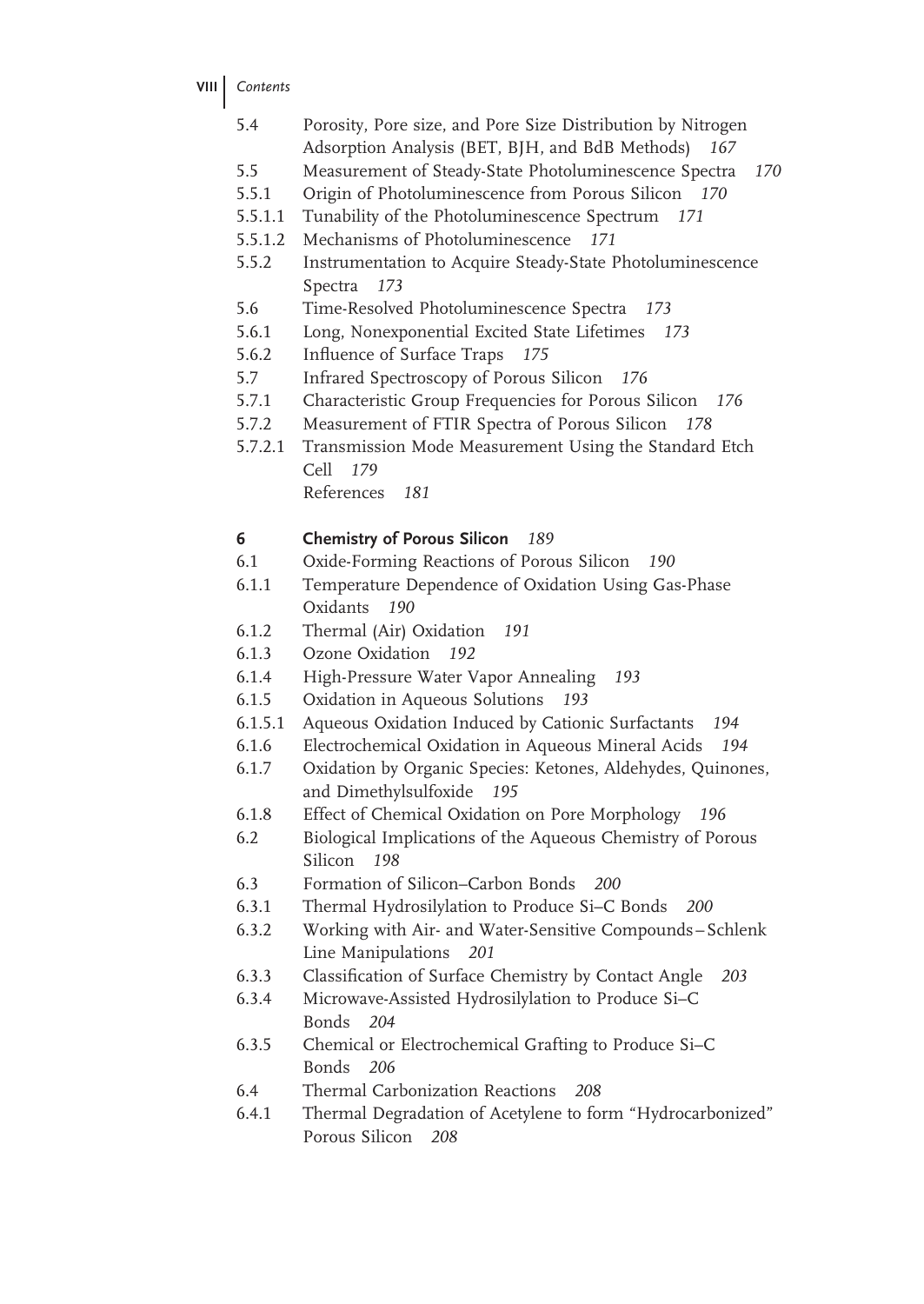5.4 Porosity, Pore size, and Pore Size Distribution by Nitrogen Adsorption Analysis (BET, BJH, and BdB Methods) *167*
5.5 Measurement of Steady-State Photoluminescence Spectra *170*
5.5.1 Origin of Photoluminescence from Porous Silicon *170*
5.5.1.1 Tunability of the Photoluminescence Spectrum *171*
5.5.1.2 Mechanisms of Photoluminescence *171*
5.5.2 Instrumentation to Acquire Steady-State Photoluminescence Spectra *173*
5.6 Time-Resolved Photoluminescence Spectra *173*
5.6.1 Long, Nonexponential Excited State Lifetimes *173*
5.6.2 Influence of Surface Traps *175*
5.7 Infrared Spectroscopy of Porous Silicon *176*
5.7.1 Characteristic Group Frequencies for Porous Silicon *176*
5.7.2 Measurement of FTIR Spectra of Porous Silicon *178*
5.7.2.1 Transmission Mode Measurement Using the Standard Etch Cell *179*
References *181*

**6 Chemistry of Porous Silicon** *189*
6.1 Oxide-Forming Reactions of Porous Silicon *190*
6.1.1 Temperature Dependence of Oxidation Using Gas-Phase Oxidants *190*
6.1.2 Thermal (Air) Oxidation *191*
6.1.3 Ozone Oxidation *192*
6.1.4 High-Pressure Water Vapor Annealing *193*
6.1.5 Oxidation in Aqueous Solutions *193*
6.1.5.1 Aqueous Oxidation Induced by Cationic Surfactants *194*
6.1.6 Electrochemical Oxidation in Aqueous Mineral Acids *194*
6.1.7 Oxidation by Organic Species: Ketones, Aldehydes, Quinones, and Dimethylsulfoxide *195*
6.1.8 Effect of Chemical Oxidation on Pore Morphology *196*
6.2 Biological Implications of the Aqueous Chemistry of Porous Silicon *198*
6.3 Formation of Silicon–Carbon Bonds *200*
6.3.1 Thermal Hydrosilylation to Produce Si–C Bonds *200*
6.3.2 Working with Air- and Water-Sensitive Compounds – Schlenk Line Manipulations *201*
6.3.3 Classification of Surface Chemistry by Contact Angle *203*
6.3.4 Microwave-Assisted Hydrosilylation to Produce Si–C Bonds *204*
6.3.5 Chemical or Electrochemical Grafting to Produce Si–C Bonds *206*
6.4 Thermal Carbonization Reactions *208*
6.4.1 Thermal Degradation of Acetylene to form "Hydrocarbonized" Porous Silicon *208*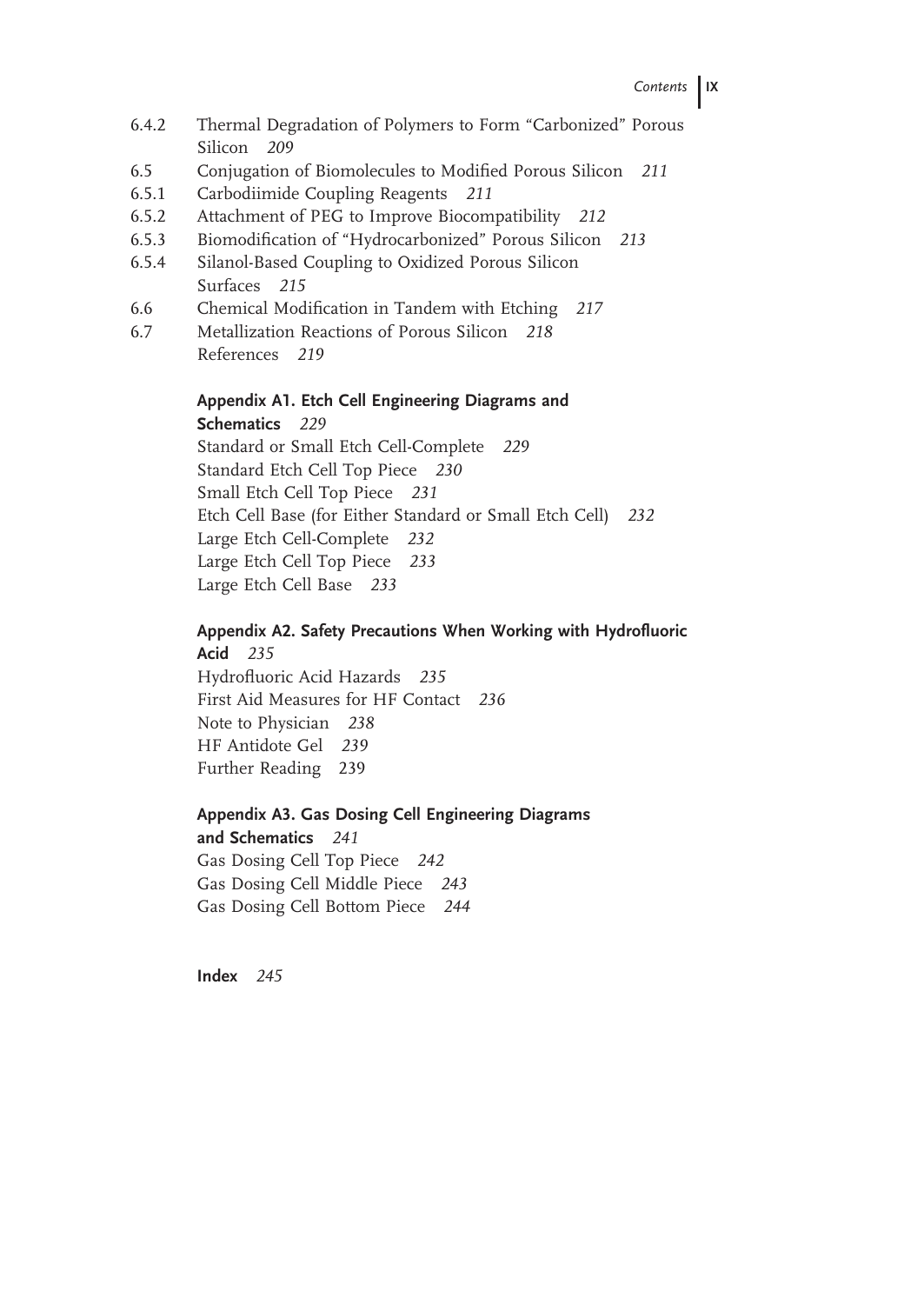6.4.2 Thermal Degradation of Polymers to Form "Carbonized" Porous Silicon *209*
6.5 Conjugation of Biomolecules to Modified Porous Silicon *211*
6.5.1 Carbodiimide Coupling Reagents *211*
6.5.2 Attachment of PEG to Improve Biocompatibility *212*
6.5.3 Biomodification of "Hydrocarbonized" Porous Silicon *213*
6.5.4 Silanol-Based Coupling to Oxidized Porous Silicon Surfaces *215*
6.6 Chemical Modification in Tandem with Etching *217*
6.7 Metallization Reactions of Porous Silicon *218*
References *219*

**Appendix A1. Etch Cell Engineering Diagrams and Schematics** *229*
Standard or Small Etch Cell-Complete *229*
Standard Etch Cell Top Piece *230*
Small Etch Cell Top Piece *231*
Etch Cell Base (for Either Standard or Small Etch Cell) *232*
Large Etch Cell-Complete *232*
Large Etch Cell Top Piece *233*
Large Etch Cell Base *233*

**Appendix A2. Safety Precautions When Working with Hydrofluoric Acid** *235*
Hydrofluoric Acid Hazards *235*
First Aid Measures for HF Contact *236*
Note to Physician *238*
HF Antidote Gel *239*
Further Reading 239

**Appendix A3. Gas Dosing Cell Engineering Diagrams and Schematics** *241*
Gas Dosing Cell Top Piece *242*
Gas Dosing Cell Middle Piece *243*
Gas Dosing Cell Bottom Piece *244*

**Index** *245*